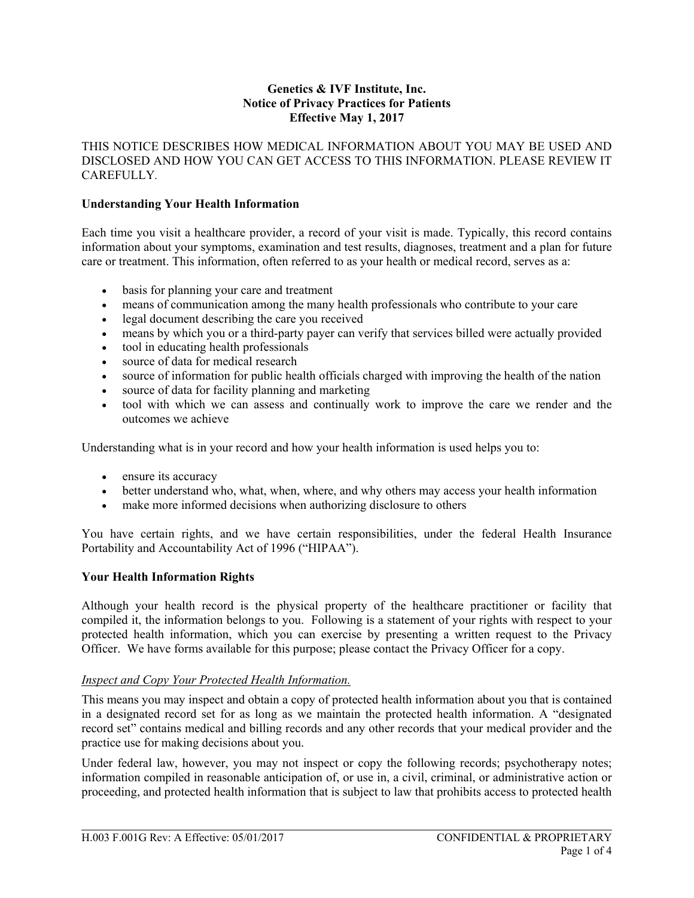**Genetics & IVF Institute, Inc.**
**Notice of Privacy Practices for Patients**
**Effective May 1, 2017**

THIS NOTICE DESCRIBES HOW MEDICAL INFORMATION ABOUT YOU MAY BE USED AND DISCLOSED AND HOW YOU CAN GET ACCESS TO THIS INFORMATION. PLEASE REVIEW IT CAREFULLY.

## Understanding Your Health Information

Each time you visit a healthcare provider, a record of your visit is made. Typically, this record contains information about your symptoms, examination and test results, diagnoses, treatment and a plan for future care or treatment. This information, often referred to as your health or medical record, serves as a:

- basis for planning your care and treatment
- means of communication among the many health professionals who contribute to your care
- legal document describing the care you received
- means by which you or a third-party payer can verify that services billed were actually provided
- tool in educating health professionals
- source of data for medical research
- source of information for public health officials charged with improving the health of the nation
- source of data for facility planning and marketing
- tool with which we can assess and continually work to improve the care we render and the outcomes we achieve

Understanding what is in your record and how your health information is used helps you to:

- ensure its accuracy
- better understand who, what, when, where, and why others may access your health information
- make more informed decisions when authorizing disclosure to others

You have certain rights, and we have certain responsibilities, under the federal Health Insurance Portability and Accountability Act of 1996 ("HIPAA").

## Your Health Information Rights

Although your health record is the physical property of the healthcare practitioner or facility that compiled it, the information belongs to you. Following is a statement of your rights with respect to your protected health information, which you can exercise by presenting a written request to the Privacy Officer. We have forms available for this purpose; please contact the Privacy Officer for a copy.

*Inspect and Copy Your Protected Health Information.*

This means you may inspect and obtain a copy of protected health information about you that is contained in a designated record set for as long as we maintain the protected health information. A "designated record set" contains medical and billing records and any other records that your medical provider and the practice use for making decisions about you.

Under federal law, however, you may not inspect or copy the following records; psychotherapy notes; information compiled in reasonable anticipation of, or use in, a civil, criminal, or administrative action or proceeding, and protected health information that is subject to law that prohibits access to protected health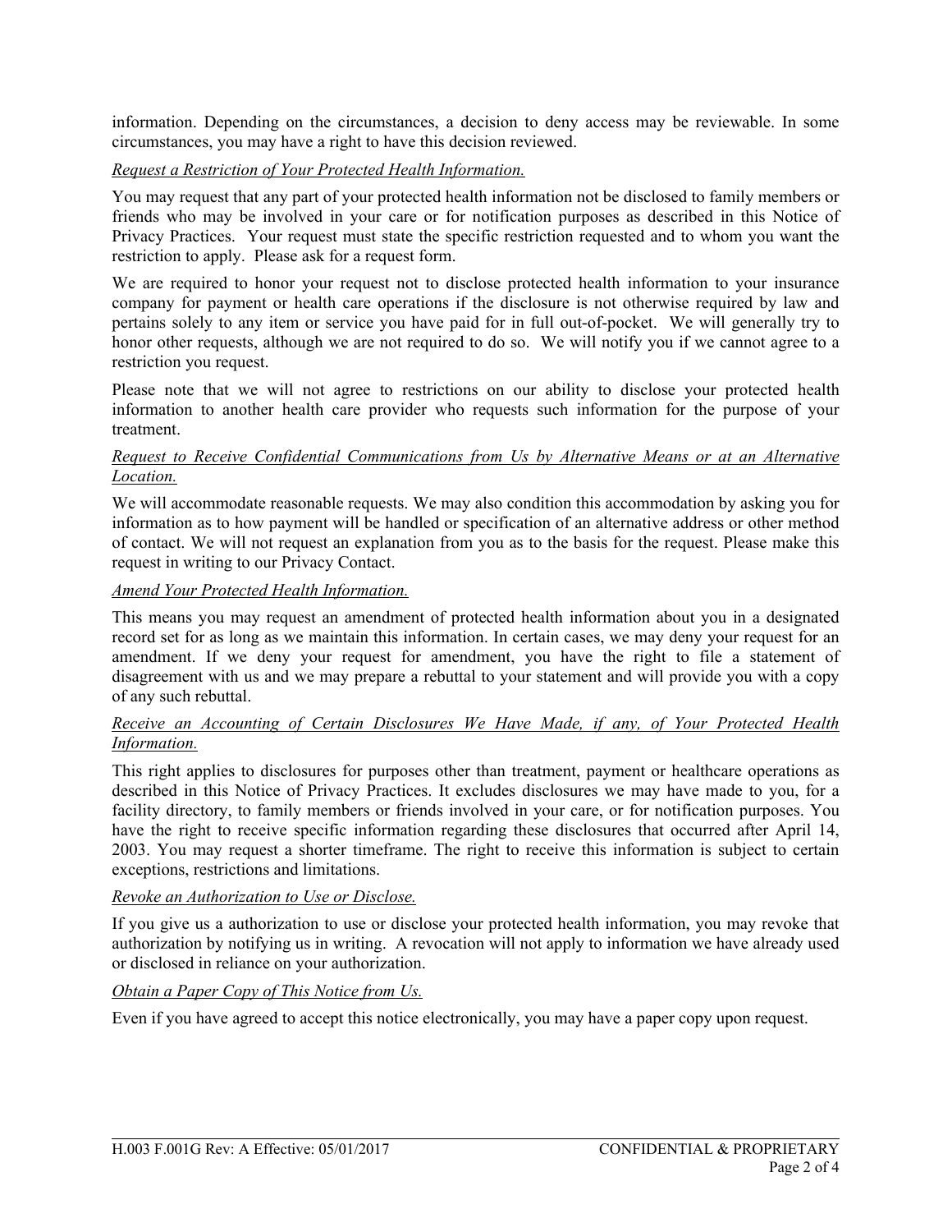information. Depending on the circumstances, a decision to deny access may be reviewable. In some circumstances, you may have a right to have this decision reviewed.

*Request a Restriction of Your Protected Health Information.*

You may request that any part of your protected health information not be disclosed to family members or friends who may be involved in your care or for notification purposes as described in this Notice of Privacy Practices. Your request must state the specific restriction requested and to whom you want the restriction to apply. Please ask for a request form.

We are required to honor your request not to disclose protected health information to your insurance company for payment or health care operations if the disclosure is not otherwise required by law and pertains solely to any item or service you have paid for in full out-of-pocket. We will generally try to honor other requests, although we are not required to do so. We will notify you if we cannot agree to a restriction you request.

Please note that we will not agree to restrictions on our ability to disclose your protected health information to another health care provider who requests such information for the purpose of your treatment.

*Request to Receive Confidential Communications from Us by Alternative Means or at an Alternative Location.*

We will accommodate reasonable requests. We may also condition this accommodation by asking you for information as to how payment will be handled or specification of an alternative address or other method of contact. We will not request an explanation from you as to the basis for the request. Please make this request in writing to our Privacy Contact.

*Amend Your Protected Health Information.*

This means you may request an amendment of protected health information about you in a designated record set for as long as we maintain this information. In certain cases, we may deny your request for an amendment. If we deny your request for amendment, you have the right to file a statement of disagreement with us and we may prepare a rebuttal to your statement and will provide you with a copy of any such rebuttal.

*Receive an Accounting of Certain Disclosures We Have Made, if any, of Your Protected Health Information.*

This right applies to disclosures for purposes other than treatment, payment or healthcare operations as described in this Notice of Privacy Practices. It excludes disclosures we may have made to you, for a facility directory, to family members or friends involved in your care, or for notification purposes. You have the right to receive specific information regarding these disclosures that occurred after April 14, 2003. You may request a shorter timeframe. The right to receive this information is subject to certain exceptions, restrictions and limitations.

*Revoke an Authorization to Use or Disclose.*

If you give us a authorization to use or disclose your protected health information, you may revoke that authorization by notifying us in writing. A revocation will not apply to information we have already used or disclosed in reliance on your authorization.

*Obtain a Paper Copy of This Notice from Us.*

Even if you have agreed to accept this notice electronically, you may have a paper copy upon request.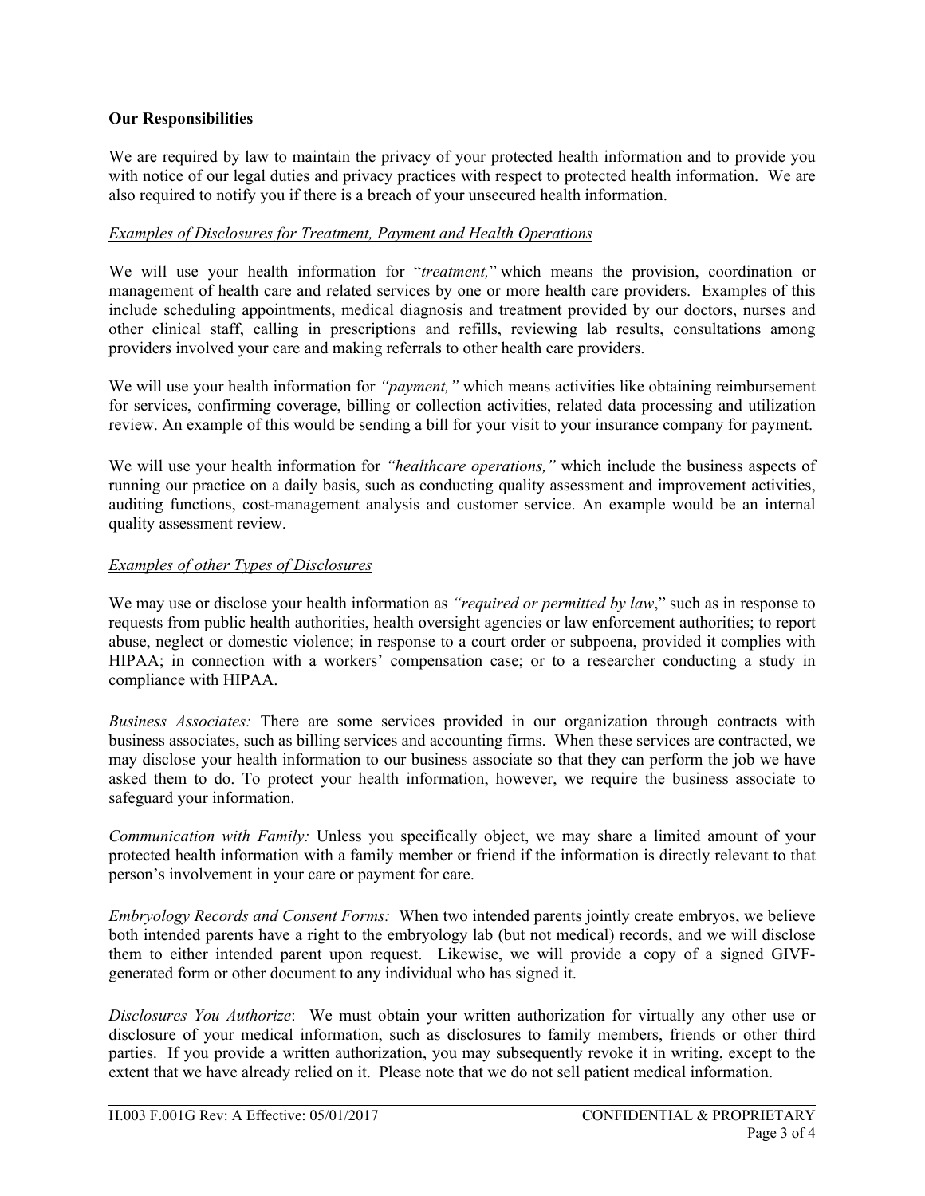**Our Responsibilities**

We are required by law to maintain the privacy of your protected health information and to provide you with notice of our legal duties and privacy practices with respect to protected health information. We are also required to notify you if there is a breach of your unsecured health information.

*Examples of Disclosures for Treatment, Payment and Health Operations*

We will use your health information for "*treatment,*" which means the provision, coordination or management of health care and related services by one or more health care providers. Examples of this include scheduling appointments, medical diagnosis and treatment provided by our doctors, nurses and other clinical staff, calling in prescriptions and refills, reviewing lab results, consultations among providers involved your care and making referrals to other health care providers.

We will use your health information for *"payment,"* which means activities like obtaining reimbursement for services, confirming coverage, billing or collection activities, related data processing and utilization review. An example of this would be sending a bill for your visit to your insurance company for payment.

We will use your health information for *"healthcare operations,"* which include the business aspects of running our practice on a daily basis, such as conducting quality assessment and improvement activities, auditing functions, cost-management analysis and customer service. An example would be an internal quality assessment review.

*Examples of other Types of Disclosures*

We may use or disclose your health information as *"required or permitted by law*," such as in response to requests from public health authorities, health oversight agencies or law enforcement authorities; to report abuse, neglect or domestic violence; in response to a court order or subpoena, provided it complies with HIPAA; in connection with a workers' compensation case; or to a researcher conducting a study in compliance with HIPAA.

*Business Associates:* There are some services provided in our organization through contracts with business associates, such as billing services and accounting firms. When these services are contracted, we may disclose your health information to our business associate so that they can perform the job we have asked them to do. To protect your health information, however, we require the business associate to safeguard your information.

*Communication with Family:* Unless you specifically object, we may share a limited amount of your protected health information with a family member or friend if the information is directly relevant to that person's involvement in your care or payment for care.

*Embryology Records and Consent Forms:* When two intended parents jointly create embryos, we believe both intended parents have a right to the embryology lab (but not medical) records, and we will disclose them to either intended parent upon request. Likewise, we will provide a copy of a signed GIVF-generated form or other document to any individual who has signed it.

*Disclosures You Authorize*: We must obtain your written authorization for virtually any other use or disclosure of your medical information, such as disclosures to family members, friends or other third parties. If you provide a written authorization, you may subsequently revoke it in writing, except to the extent that we have already relied on it. Please note that we do not sell patient medical information.

H.003 F.001G Rev: A Effective: 05/01/2017 CONFIDENTIAL & PROPRIETARY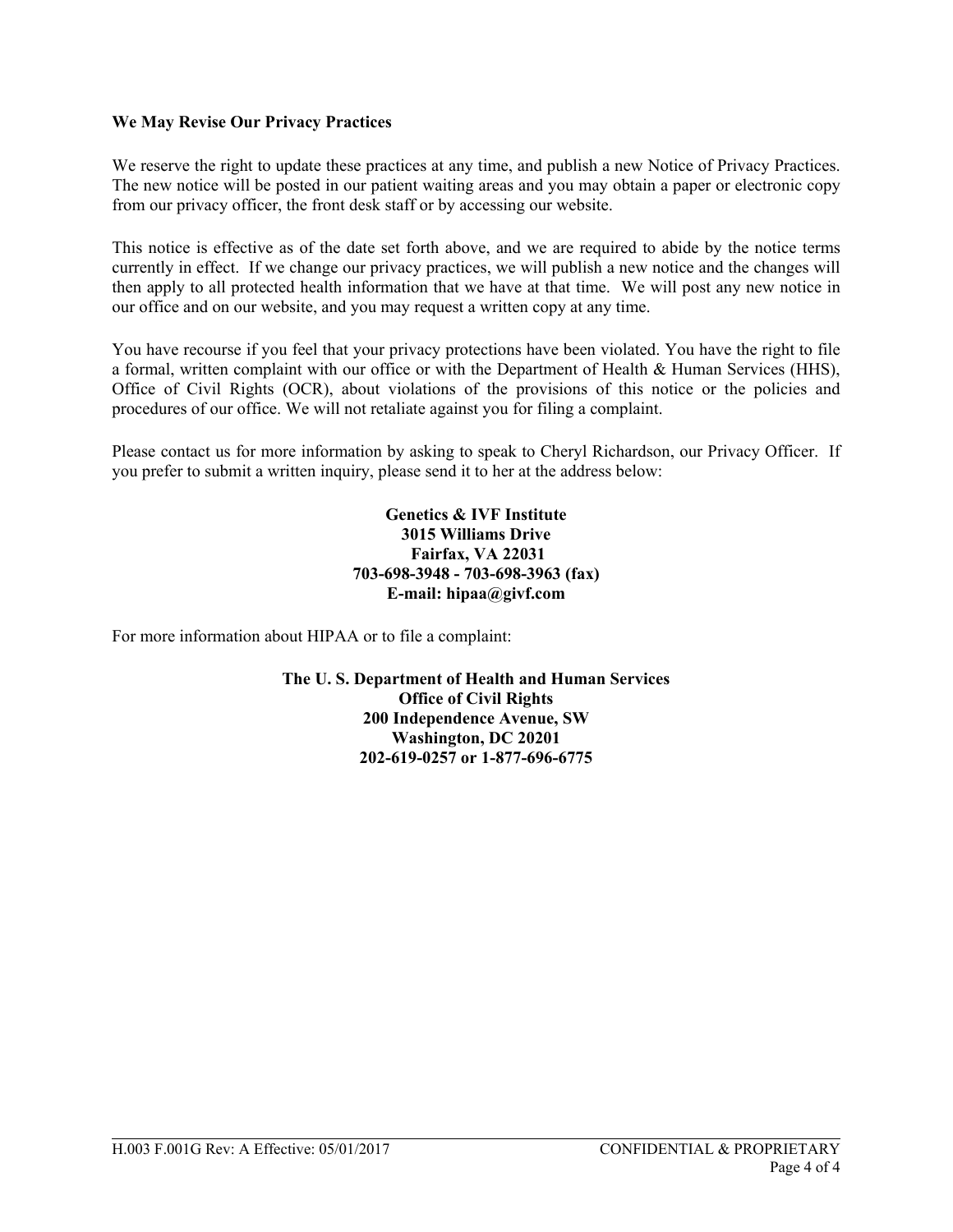**We May Revise Our Privacy Practices**

We reserve the right to update these practices at any time, and publish a new Notice of Privacy Practices. The new notice will be posted in our patient waiting areas and you may obtain a paper or electronic copy from our privacy officer, the front desk staff or by accessing our website.

This notice is effective as of the date set forth above, and we are required to abide by the notice terms currently in effect. If we change our privacy practices, we will publish a new notice and the changes will then apply to all protected health information that we have at that time. We will post any new notice in our office and on our website, and you may request a written copy at any time.

You have recourse if you feel that your privacy protections have been violated. You have the right to file a formal, written complaint with our office or with the Department of Health & Human Services (HHS), Office of Civil Rights (OCR), about violations of the provisions of this notice or the policies and procedures of our office. We will not retaliate against you for filing a complaint.

Please contact us for more information by asking to speak to Cheryl Richardson, our Privacy Officer. If you prefer to submit a written inquiry, please send it to her at the address below:

**Genetics & IVF Institute**
**3015 Williams Drive**
**Fairfax, VA 22031**
**703-698-3948 - 703-698-3963 (fax)**
**E-mail: hipaa@givf.com**

For more information about HIPAA or to file a complaint:

**The U. S. Department of Health and Human Services**
**Office of Civil Rights**
**200 Independence Avenue, SW**
**Washington, DC 20201**
**202-619-0257 or 1-877-696-6775**

H.003 F.001G Rev: A Effective: 05/01/2017 CONFIDENTIAL & PROPRIETARY